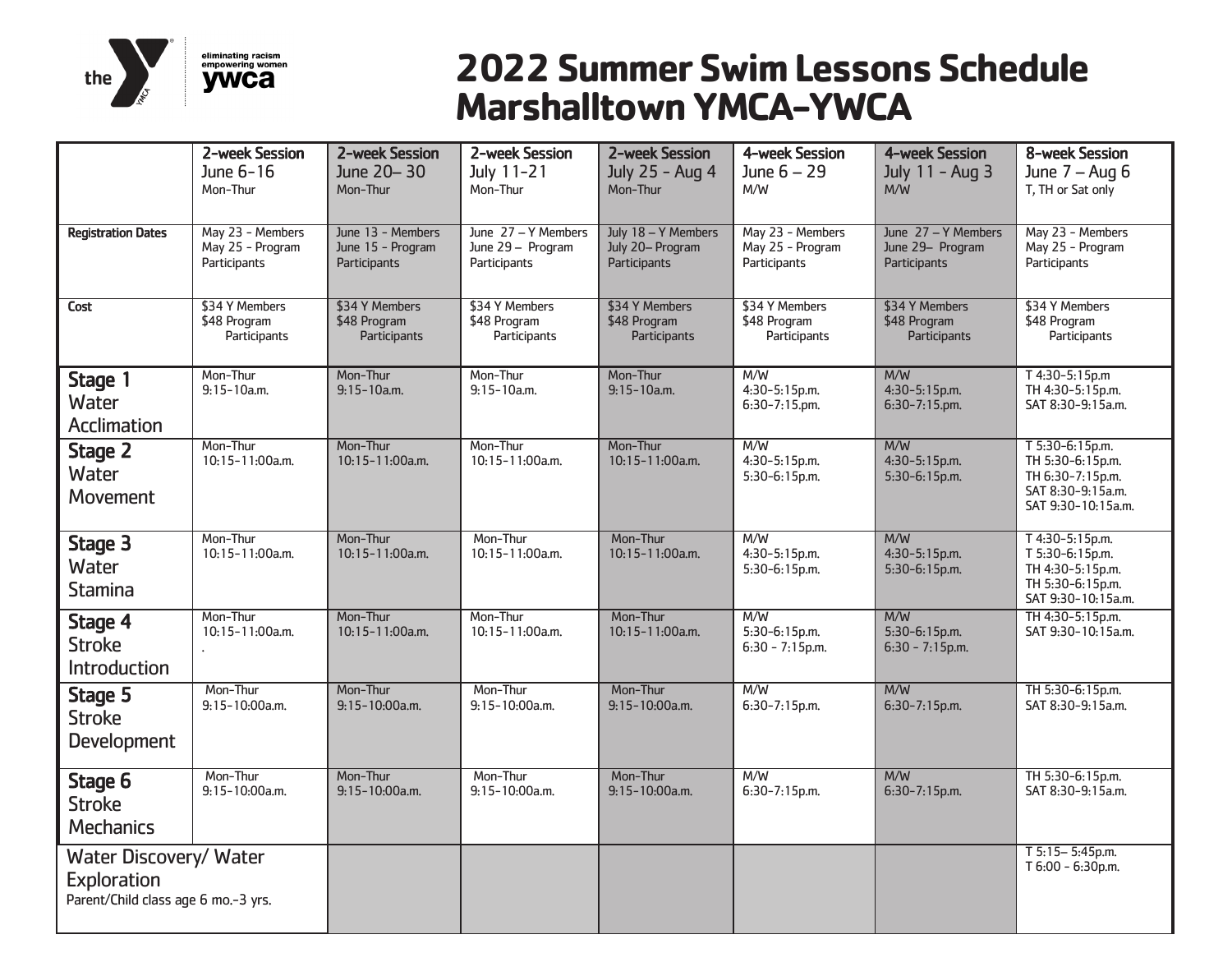# 2022 Summer Swim Lessons Schedule
# Marshalltown YMCA-YWCA

| | 2-week Session June 6-16 Mon-Thur | 2-week Session June 20– 30 Mon-Thur | 2-week Session July 11-21 Mon-Thur | 2-week Session July 25 - Aug 4 Mon-Thur | 4-week Session June 6 – 29 M/W | 4-week Session July 11 - Aug 3 M/W | 8-week Session June 7 – Aug 6 T, TH or Sat only |
|---|---|---|---|---|---|---|---|
| **Registration Dates** | May 23 - Members<br>May 25 - Program Participants | June 13 - Members<br>June 15 - Program Participants | June 27 – Y Members<br>June 29 – Program Participants | July 18 – Y Members<br>July 20– Program Participants | May 23 - Members<br>May 25 - Program Participants | June 27 – Y Members<br>June 29– Program Participants | May 23 - Members<br>May 25 - Program Participants |
| **Cost** | $34 Y Members<br>$48 Program Participants | $34 Y Members<br>$48 Program Participants | $34 Y Members<br>$48 Program Participants | $34 Y Members<br>$48 Program Participants | $34 Y Members<br>$48 Program Participants | $34 Y Members<br>$48 Program Participants | $34 Y Members<br>$48 Program Participants |
| **Stage 1** Water Acclimation | Mon-Thur<br>9:15-10a.m. | Mon-Thur<br>9:15-10a.m. | Mon-Thur<br>9:15-10a.m. | Mon-Thur<br>9:15-10a.m. | M/W<br>4:30-5:15p.m.<br>6:30-7:15.pm. | M/W<br>4:30-5:15p.m.<br>6:30-7:15.pm. | T 4:30-5:15p.m<br>TH 4:30-5:15p.m.<br>SAT 8:30-9:15a.m. |
| **Stage 2** Water Movement | Mon-Thur<br>10:15-11:00a.m. | Mon-Thur<br>10:15-11:00a.m. | Mon-Thur<br>10:15-11:00a.m. | Mon-Thur<br>10:15-11:00a.m. | M/W<br>4:30-5:15p.m.<br>5:30-6:15p.m. | M/W<br>4:30-5:15p.m.<br>5:30-6:15p.m. | T 5:30-6:15p.m.<br>TH 5:30-6:15p.m.<br>TH 6:30-7:15p.m.<br>SAT 8:30-9:15a.m.<br>SAT 9:30-10:15a.m. |
| **Stage 3** Water Stamina | Mon-Thur<br>10:15-11:00a.m. | Mon-Thur<br>10:15-11:00a.m. | Mon-Thur<br>10:15-11:00a.m. | Mon-Thur<br>10:15-11:00a.m. | M/W<br>4:30-5:15p.m.<br>5:30-6:15p.m. | M/W<br>4:30-5:15p.m.<br>5:30-6:15p.m. | T 4:30-5:15p.m.<br>T 5:30-6:15p.m.<br>TH 4:30-5:15p.m.<br>TH 5:30-6:15p.m.<br>SAT 9:30-10:15a.m. |
| **Stage 4** Stroke Introduction | Mon-Thur<br>10:15-11:00a.m.<br>. | Mon-Thur<br>10:15-11:00a.m. | Mon-Thur<br>10:15-11:00a.m. | Mon-Thur<br>10:15-11:00a.m. | M/W<br>5:30-6:15p.m.<br>6:30 - 7:15p.m. | M/W<br>5:30-6:15p.m.<br>6:30 - 7:15p.m. | TH 4:30-5:15p.m.<br>SAT 9:30-10:15a.m. |
| **Stage 5** Stroke Development | Mon-Thur<br>9:15-10:00a.m. | Mon-Thur<br>9:15-10:00a.m. | Mon-Thur<br>9:15-10:00a.m. | Mon-Thur<br>9:15-10:00a.m. | M/W<br>6:30-7:15p.m. | M/W<br>6:30-7:15p.m. | TH 5:30-6:15p.m.<br>SAT 8:30-9:15a.m. |
| **Stage 6** Stroke Mechanics | Mon-Thur<br>9:15-10:00a.m. | Mon-Thur<br>9:15-10:00a.m. | Mon-Thur<br>9:15-10:00a.m. | Mon-Thur<br>9:15-10:00a.m. | M/W<br>6:30-7:15p.m. | M/W<br>6:30-7:15p.m. | TH 5:30-6:15p.m.<br>SAT 8:30-9:15a.m. |
| Water Discovery/ Water Exploration<br>Parent/Child class age 6 mo.-3 yrs. | | | | | | | T 5:15– 5:45p.m.<br>T 6:00 - 6:30p.m. |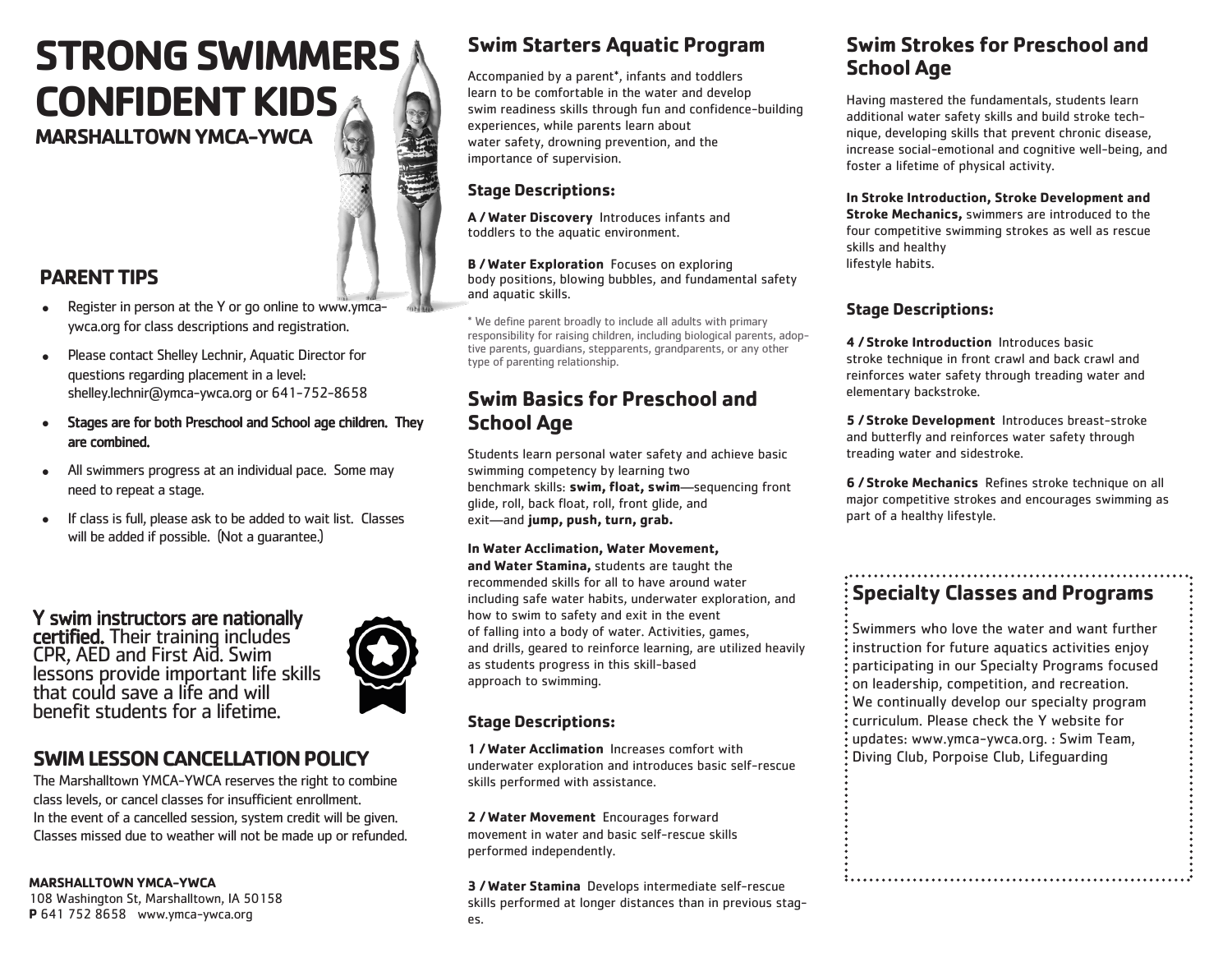# STRONG SWIMMERS CONFIDENT KIDS

## MARSHALLTOWN YMCA-YWCA

## PARENT TIPS

- Register in person at the Y or go online to www.ymca-ywca.org for class descriptions and registration.
- Please contact Shelley Lechnir, Aquatic Director for questions regarding placement in a level: shelley.lechnir@ymca-ywca.org or 641-752-8658
- Stages are for both Preschool and School age children. They are combined.
- All swimmers progress at an individual pace. Some may need to repeat a stage.
- If class is full, please ask to be added to wait list. Classes will be added if possible. (Not a guarantee.)

**Y swim instructors are nationally certified.** Their training includes CPR, AED and First Aid. Swim lessons provide important life skills that could save a life and will benefit students for a lifetime.

## SWIM LESSON CANCELLATION POLICY

The Marshalltown YMCA-YWCA reserves the right to combine class levels, or cancel classes for insufficient enrollment.
In the event of a cancelled session, system credit will be given.
Classes missed due to weather will not be made up or refunded.

**MARSHALLTOWN YMCA-YWCA**
108 Washington St, Marshalltown, IA 50158
**P** 641 752 8658 www.ymca-ywca.org

## Swim Starters Aquatic Program

Accompanied by a parent*, infants and toddlers learn to be comfortable in the water and develop swim readiness skills through fun and confidence-building experiences, while parents learn about water safety, drowning prevention, and the importance of supervision.

### Stage Descriptions:

**A / Water Discovery** Introduces infants and toddlers to the aquatic environment.

**B / Water Exploration** Focuses on exploring body positions, blowing bubbles, and fundamental safety and aquatic skills.

* We define parent broadly to include all adults with primary responsibility for raising children, including biological parents, adoptive parents, guardians, stepparents, grandparents, or any other type of parenting relationship.

## Swim Basics for Preschool and School Age

Students learn personal water safety and achieve basic swimming competency by learning two benchmark skills: **swim, float, swim**—sequencing front glide, roll, back float, roll, front glide, and exit—and **jump, push, turn, grab.**

**In Water Acclimation, Water Movement, and Water Stamina,** students are taught the recommended skills for all to have around water including safe water habits, underwater exploration, and how to swim to safety and exit in the event of falling into a body of water. Activities, games, and drills, geared to reinforce learning, are utilized heavily as students progress in this skill-based approach to swimming.

### Stage Descriptions:

**1 / Water Acclimation** Increases comfort with underwater exploration and introduces basic self-rescue skills performed with assistance.

**2 / Water Movement** Encourages forward movement in water and basic self-rescue skills performed independently.

**3 / Water Stamina** Develops intermediate self-rescue skills performed at longer distances than in previous stages.

## Swim Strokes for Preschool and School Age

Having mastered the fundamentals, students learn additional water safety skills and build stroke technique, developing skills that prevent chronic disease, increase social-emotional and cognitive well-being, and foster a lifetime of physical activity.

**In Stroke Introduction, Stroke Development and Stroke Mechanics,** swimmers are introduced to the four competitive swimming strokes as well as rescue skills and healthy lifestyle habits.

### Stage Descriptions:

**4 / Stroke Introduction** Introduces basic stroke technique in front crawl and back crawl and reinforces water safety through treading water and elementary backstroke.

**5 / Stroke Development** Introduces breast-stroke and butterfly and reinforces water safety through treading water and sidestroke.

**6 / Stroke Mechanics** Refines stroke technique on all major competitive strokes and encourages swimming as part of a healthy lifestyle.

## Specialty Classes and Programs

Swimmers who love the water and want further instruction for future aquatics activities enjoy participating in our Specialty Programs focused on leadership, competition, and recreation. We continually develop our specialty program curriculum. Please check the Y website for updates: www.ymca-ywca.org. : Swim Team, Diving Club, Porpoise Club, Lifeguarding